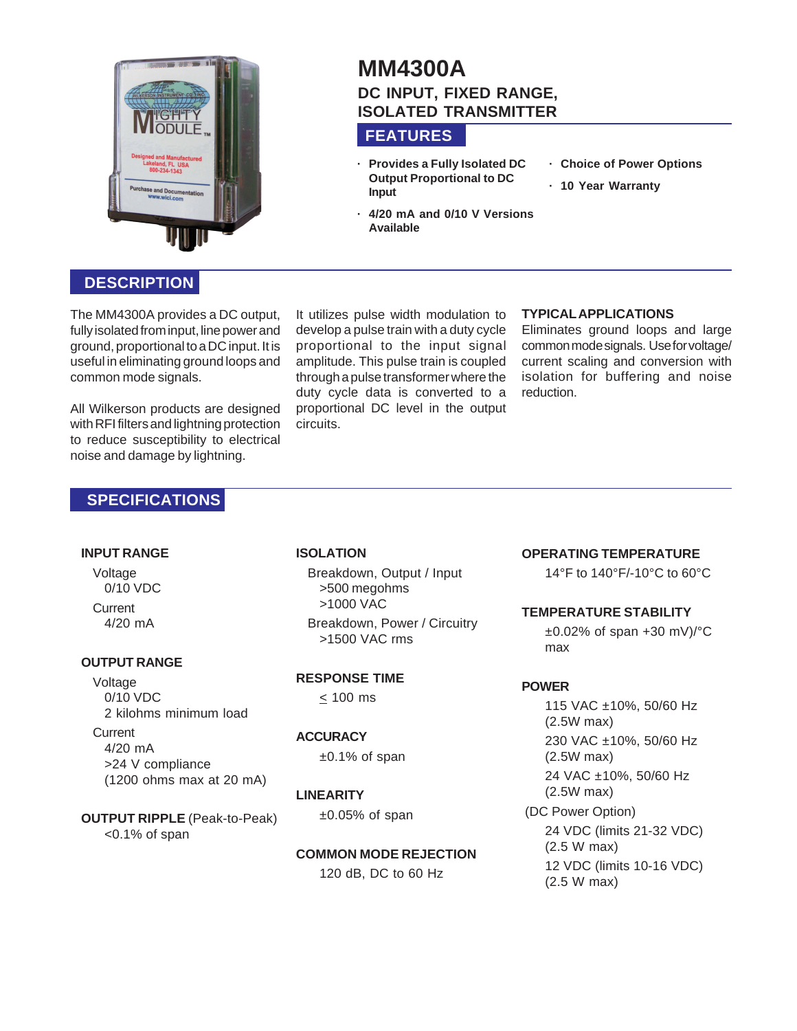# MM4300A

## DC INPUT, FIXED RANGE, ISOLATED TRANSMITTER

## FEATURES

- Provides a Fully Isolated DC Output Proportional to DC Input
- 4/20 mA and 0/10 V Versions Available
- Choice of Power Options
- 10 Year Warranty

## DESCRIPTION

The MM4300A provides a DC output, fully isolated from input, line power and ground, proportional to a DC input. It is useful in eliminating ground loops and common mode signals.

All Wilkerson products are designed with RFI filters and lightning protection to reduce susceptibility to electrical noise and damage by lightning.

It utilizes pulse width modulation to develop a pulse train with a duty cycle proportional to the input signal amplitude. This pulse train is coupled through a pulse transformer where the duty cycle data is converted to a proportional DC level in the output circuits.

### TYPICAL APPLICATIONS

Eliminates ground loops and large common mode signals. Use for voltage/current scaling and conversion with isolation for buffering and noise reduction.

## SPECIFICATIONS

**INPUT RANGE**

Voltage
- 0/10 VDC

Current
- 4/20 mA

**OUTPUT RANGE**

Voltage
- 0/10 VDC
- 2 kilohms minimum load

Current
- 4/20 mA
- >24 V compliance
- (1200 ohms max at 20 mA)

**OUTPUT RIPPLE** (Peak-to-Peak)
- <0.1% of span

**ISOLATION**

Breakdown, Output / Input
- >500 megohms
- >1000 VAC

Breakdown, Power / Circuitry
- >1500 VAC rms

**RESPONSE TIME**
- ≤ 100 ms

**ACCURACY**
- ±0.1% of span

**LINEARITY**
- ±0.05% of span

**COMMON MODE REJECTION**
- 120 dB, DC to 60 Hz

**OPERATING TEMPERATURE**
- 14°F to 140°F/-10°C to 60°C

**TEMPERATURE STABILITY**
- ±0.02% of span +30 mV)/°C max

**POWER**
- 115 VAC ±10%, 50/60 Hz (2.5W max)
- 230 VAC ±10%, 50/60 Hz (2.5W max)
- 24 VAC ±10%, 50/60 Hz (2.5W max)

(DC Power Option)
- 24 VDC (limits 21-32 VDC) (2.5 W max)
- 12 VDC (limits 10-16 VDC) (2.5 W max)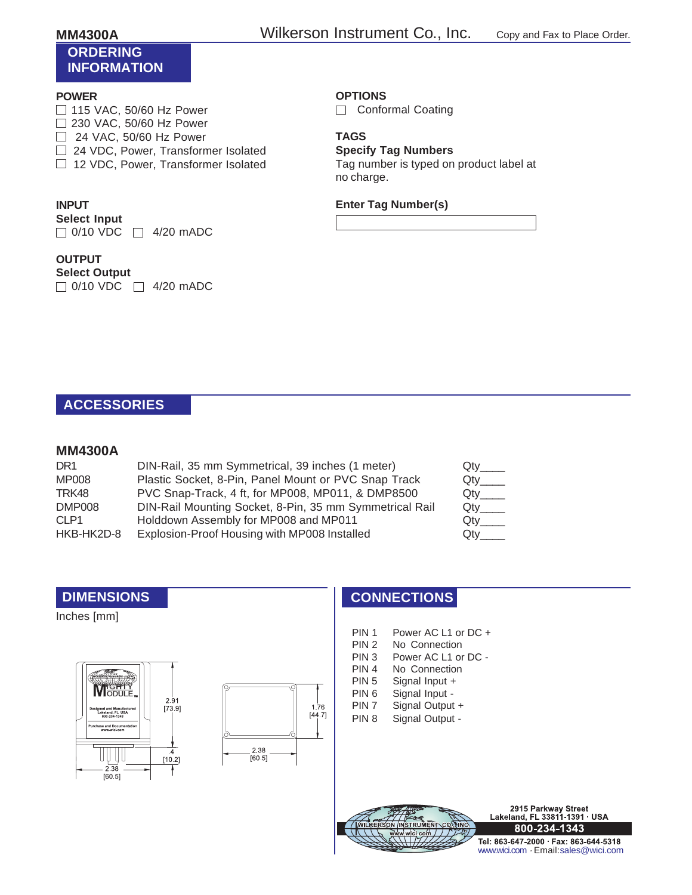MM4300A

Wilkerson Instrument Co., Inc.

Copy and Fax to Place Order.

## ORDERING INFORMATION

### POWER

☐ 115 VAC, 50/60 Hz Power
☐ 230 VAC, 50/60 Hz Power
☐ 24 VAC, 50/60 Hz Power
☐ 24 VDC, Power, Transformer Isolated
☐ 12 VDC, Power, Transformer Isolated

### INPUT

**Select Input**

☐ 0/10 VDC ☐ 4/20 mADC

### OUTPUT

**Select Output**

☐ 0/10 VDC ☐ 4/20 mADC

### OPTIONS

☐ Conformal Coating

### TAGS

**Specify Tag Numbers**

Tag number is typed on product label at no charge.

**Enter Tag Number(s)**

________________________

## ACCESSORIES

### MM4300A

| | | |
|---|---|---|
| DR1 | DIN-Rail, 35 mm Symmetrical, 39 inches (1 meter) | Qty____ |
| MP008 | Plastic Socket, 8-Pin, Panel Mount or PVC Snap Track | Qty____ |
| TRK48 | PVC Snap-Track, 4 ft, for MP008, MP011, & DMP8500 | Qty____ |
| DMP008 | DIN-Rail Mounting Socket, 8-Pin, 35 mm Symmetrical Rail | Qty____ |
| CLP1 | Holddown Assembly for MP008 and MP011 | Qty____ |
| HKB-HK2D-8 | Explosion-Proof Housing with MP008 Installed | Qty____ |

## DIMENSIONS

Inches [mm]

MIGHTY MODULE

Designed and Manufactured Lakeland, FL USA 800-234-1343

Purchase and Documentation www.wici.com

2.91 [73.9]

.4 [10.2]

2.38 [60.5]

1.76 [44.7]

2.38 [60.5]

## CONNECTIONS

| | |
|---|---|
| PIN 1 | Power AC L1 or DC + |
| PIN 2 | No Connection |
| PIN 3 | Power AC L1 or DC - |
| PIN 4 | No Connection |
| PIN 5 | Signal Input + |
| PIN 6 | Signal Input - |
| PIN 7 | Signal Output + |
| PIN 8 | Signal Output - |

WILKERSON INSTRUMENT CO., INC.
www.wici.com

2915 Parkway Street
Lakeland, FL 33811-1391 · USA
800-234-1343
Tel: 863-647-2000 · Fax: 863-644-5318
www.wici.com · Email: sales@wici.com